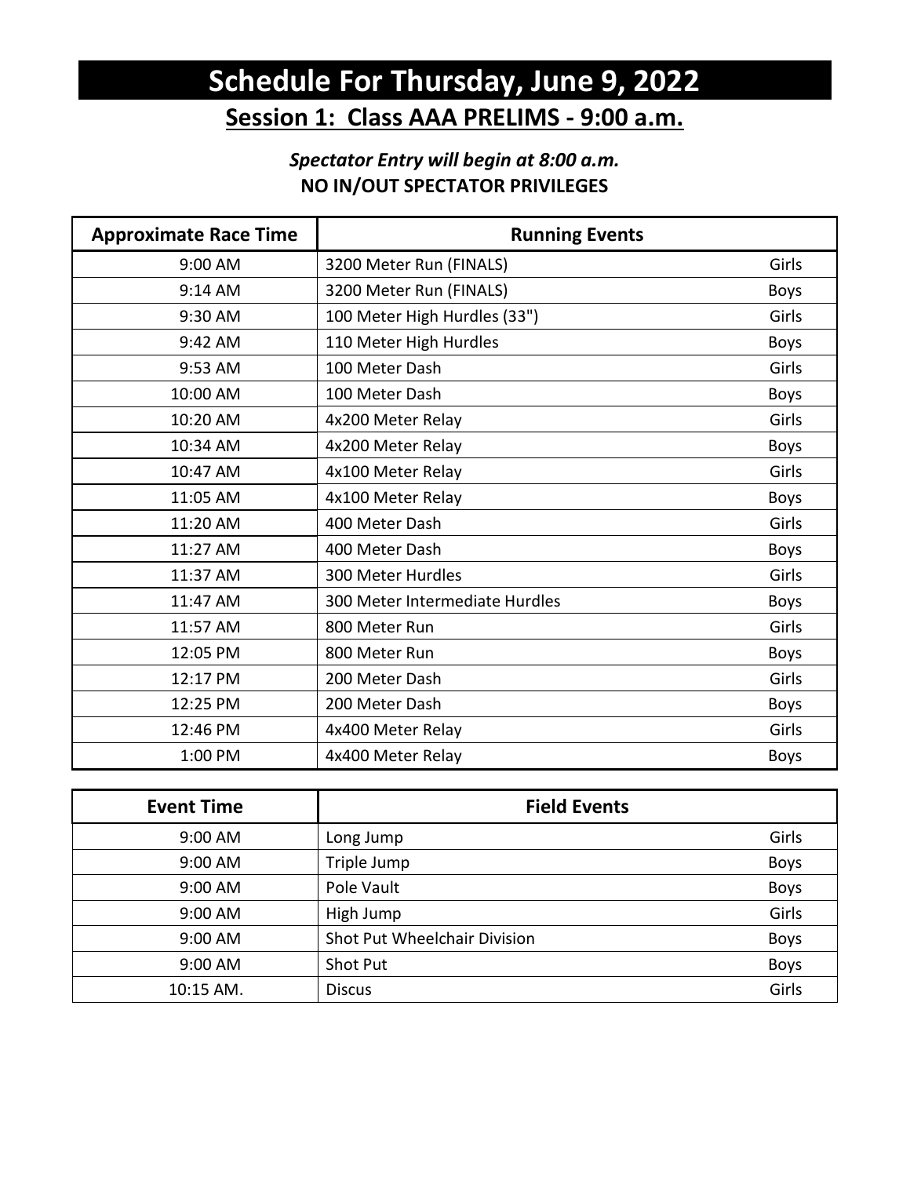# Schedule For Thursday, June 9, 2022

## Session 1: Class AAA PRELIMS - 9:00 a.m.

***Spectator Entry will begin at 8:00 a.m.***

**NO IN/OUT SPECTATOR PRIVILEGES**

| Approximate Race Time | Running Events | |
|---|---|---|
| 9:00 AM | 3200 Meter Run (FINALS) | Girls |
| 9:14 AM | 3200 Meter Run (FINALS) | Boys |
| 9:30 AM | 100 Meter High Hurdles (33") | Girls |
| 9:42 AM | 110 Meter High Hurdles | Boys |
| 9:53 AM | 100 Meter Dash | Girls |
| 10:00 AM | 100 Meter Dash | Boys |
| 10:20 AM | 4x200 Meter Relay | Girls |
| 10:34 AM | 4x200 Meter Relay | Boys |
| 10:47 AM | 4x100 Meter Relay | Girls |
| 11:05 AM | 4x100 Meter Relay | Boys |
| 11:20 AM | 400 Meter Dash | Girls |
| 11:27 AM | 400 Meter Dash | Boys |
| 11:37 AM | 300 Meter Hurdles | Girls |
| 11:47 AM | 300 Meter Intermediate Hurdles | Boys |
| 11:57 AM | 800 Meter Run | Girls |
| 12:05 PM | 800 Meter Run | Boys |
| 12:17 PM | 200 Meter Dash | Girls |
| 12:25 PM | 200 Meter Dash | Boys |
| 12:46 PM | 4x400 Meter Relay | Girls |
| 1:00 PM | 4x400 Meter Relay | Boys |

| Event Time | Field Events | |
|---|---|---|
| 9:00 AM | Long Jump | Girls |
| 9:00 AM | Triple Jump | Boys |
| 9:00 AM | Pole Vault | Boys |
| 9:00 AM | High Jump | Girls |
| 9:00 AM | Shot Put Wheelchair Division | Boys |
| 9:00 AM | Shot Put | Boys |
| 10:15 AM. | Discus | Girls |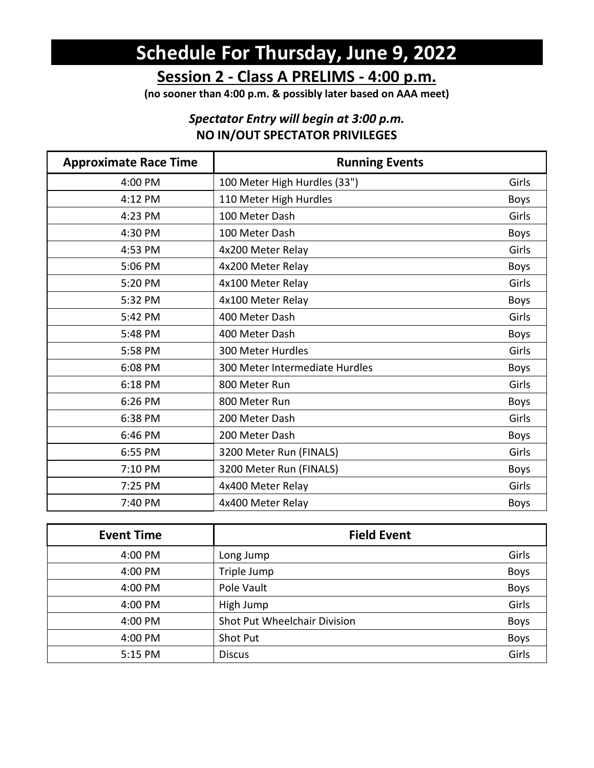# Schedule For Thursday, June 9, 2022

## Session 2 - Class A PRELIMS - 4:00 p.m.

**(no sooner than 4:00 p.m. & possibly later based on AAA meet)**

***Spectator Entry will begin at 3:00 p.m.***

**NO IN/OUT SPECTATOR PRIVILEGES**

| Approximate Race Time | Running Events | |
|---|---|---|
| 4:00 PM | 100 Meter High Hurdles (33") | Girls |
| 4:12 PM | 110 Meter High Hurdles | Boys |
| 4:23 PM | 100 Meter Dash | Girls |
| 4:30 PM | 100 Meter Dash | Boys |
| 4:53 PM | 4x200 Meter Relay | Girls |
| 5:06 PM | 4x200 Meter Relay | Boys |
| 5:20 PM | 4x100 Meter Relay | Girls |
| 5:32 PM | 4x100 Meter Relay | Boys |
| 5:42 PM | 400 Meter Dash | Girls |
| 5:48 PM | 400 Meter Dash | Boys |
| 5:58 PM | 300 Meter Hurdles | Girls |
| 6:08 PM | 300 Meter Intermediate Hurdles | Boys |
| 6:18 PM | 800 Meter Run | Girls |
| 6:26 PM | 800 Meter Run | Boys |
| 6:38 PM | 200 Meter Dash | Girls |
| 6:46 PM | 200 Meter Dash | Boys |
| 6:55 PM | 3200 Meter Run (FINALS) | Girls |
| 7:10 PM | 3200 Meter Run (FINALS) | Boys |
| 7:25 PM | 4x400 Meter Relay | Girls |
| 7:40 PM | 4x400 Meter Relay | Boys |

| Event Time | Field Event | |
|---|---|---|
| 4:00 PM | Long Jump | Girls |
| 4:00 PM | Triple Jump | Boys |
| 4:00 PM | Pole Vault | Boys |
| 4:00 PM | High Jump | Girls |
| 4:00 PM | Shot Put Wheelchair Division | Boys |
| 4:00 PM | Shot Put | Boys |
| 5:15 PM | Discus | Girls |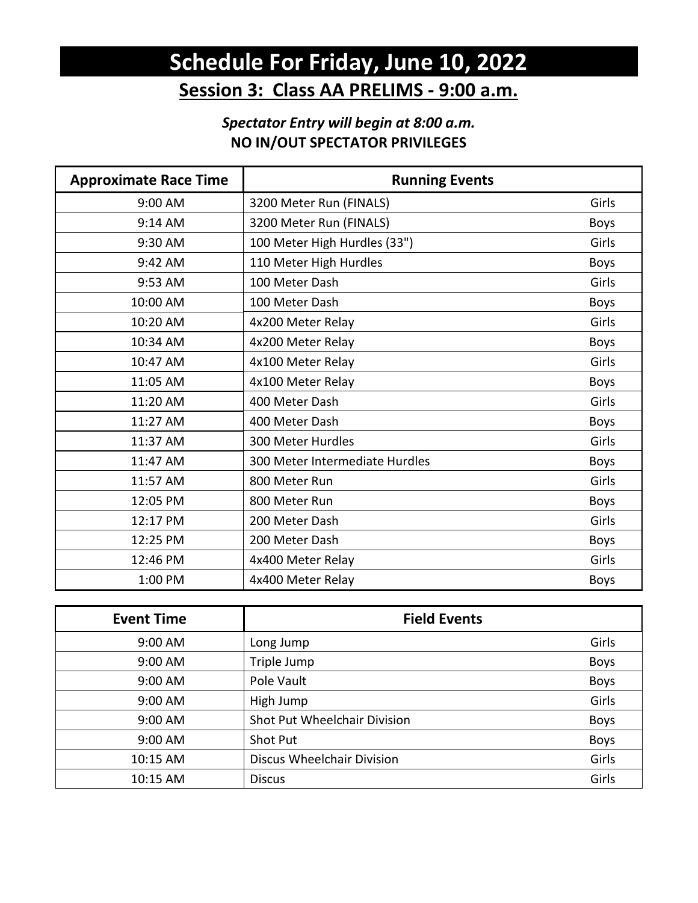# Schedule For Friday, June 10, 2022

## Session 3: Class AA PRELIMS - 9:00 a.m.

***Spectator Entry will begin at 8:00 a.m.***

**NO IN/OUT SPECTATOR PRIVILEGES**

| Approximate Race Time | Running Events | |
|---|---|---|
| 9:00 AM | 3200 Meter Run (FINALS) | Girls |
| 9:14 AM | 3200 Meter Run (FINALS) | Boys |
| 9:30 AM | 100 Meter High Hurdles (33") | Girls |
| 9:42 AM | 110 Meter High Hurdles | Boys |
| 9:53 AM | 100 Meter Dash | Girls |
| 10:00 AM | 100 Meter Dash | Boys |
| 10:20 AM | 4x200 Meter Relay | Girls |
| 10:34 AM | 4x200 Meter Relay | Boys |
| 10:47 AM | 4x100 Meter Relay | Girls |
| 11:05 AM | 4x100 Meter Relay | Boys |
| 11:20 AM | 400 Meter Dash | Girls |
| 11:27 AM | 400 Meter Dash | Boys |
| 11:37 AM | 300 Meter Hurdles | Girls |
| 11:47 AM | 300 Meter Intermediate Hurdles | Boys |
| 11:57 AM | 800 Meter Run | Girls |
| 12:05 PM | 800 Meter Run | Boys |
| 12:17 PM | 200 Meter Dash | Girls |
| 12:25 PM | 200 Meter Dash | Boys |
| 12:46 PM | 4x400 Meter Relay | Girls |
| 1:00 PM | 4x400 Meter Relay | Boys |

| Event Time | Field Events | |
|---|---|---|
| 9:00 AM | Long Jump | Girls |
| 9:00 AM | Triple Jump | Boys |
| 9:00 AM | Pole Vault | Boys |
| 9:00 AM | High Jump | Girls |
| 9:00 AM | Shot Put Wheelchair Division | Boys |
| 9:00 AM | Shot Put | Boys |
| 10:15 AM | Discus Wheelchair Division | Girls |
| 10:15 AM | Discus | Girls |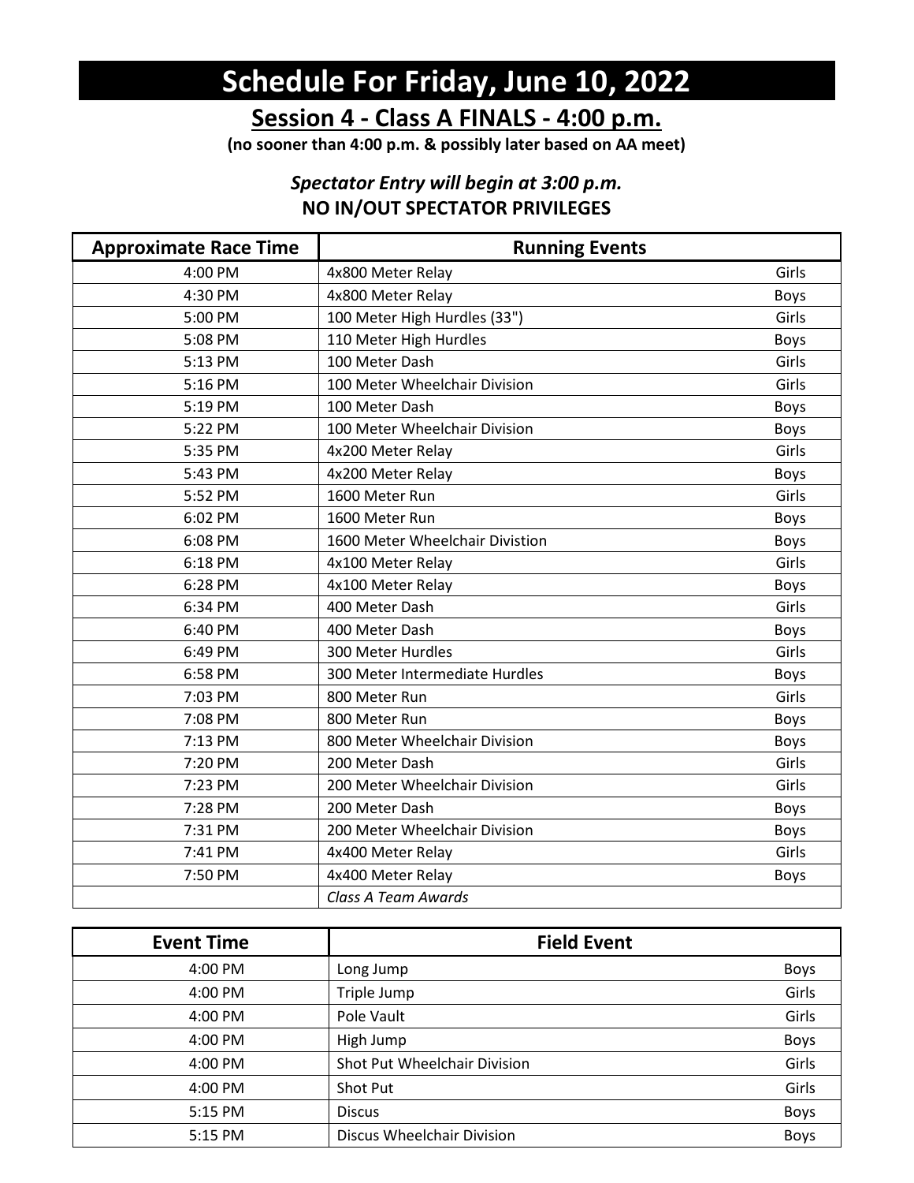# Schedule For Friday, June 10, 2022

## Session 4 - Class A FINALS - 4:00 p.m.

**(no sooner than 4:00 p.m. & possibly later based on AA meet)**

***Spectator Entry will begin at 3:00 p.m.***

**NO IN/OUT SPECTATOR PRIVILEGES**

| Approximate Race Time | Running Events | |
|---|---|---|
| 4:00 PM | 4x800 Meter Relay | Girls |
| 4:30 PM | 4x800 Meter Relay | Boys |
| 5:00 PM | 100 Meter High Hurdles (33") | Girls |
| 5:08 PM | 110 Meter High Hurdles | Boys |
| 5:13 PM | 100 Meter Dash | Girls |
| 5:16 PM | 100 Meter Wheelchair Division | Girls |
| 5:19 PM | 100 Meter Dash | Boys |
| 5:22 PM | 100 Meter Wheelchair Division | Boys |
| 5:35 PM | 4x200 Meter Relay | Girls |
| 5:43 PM | 4x200 Meter Relay | Boys |
| 5:52 PM | 1600 Meter Run | Girls |
| 6:02 PM | 1600 Meter Run | Boys |
| 6:08 PM | 1600 Meter Wheelchair Divistion | Boys |
| 6:18 PM | 4x100 Meter Relay | Girls |
| 6:28 PM | 4x100 Meter Relay | Boys |
| 6:34 PM | 400 Meter Dash | Girls |
| 6:40 PM | 400 Meter Dash | Boys |
| 6:49 PM | 300 Meter Hurdles | Girls |
| 6:58 PM | 300 Meter Intermediate Hurdles | Boys |
| 7:03 PM | 800 Meter Run | Girls |
| 7:08 PM | 800 Meter Run | Boys |
| 7:13 PM | 800 Meter Wheelchair Division | Boys |
| 7:20 PM | 200 Meter Dash | Girls |
| 7:23 PM | 200 Meter Wheelchair Division | Girls |
| 7:28 PM | 200 Meter Dash | Boys |
| 7:31 PM | 200 Meter Wheelchair Division | Boys |
| 7:41 PM | 4x400 Meter Relay | Girls |
| 7:50 PM | 4x400 Meter Relay | Boys |
| | *Class A Team Awards* | |

| Event Time | Field Event | |
|---|---|---|
| 4:00 PM | Long Jump | Boys |
| 4:00 PM | Triple Jump | Girls |
| 4:00 PM | Pole Vault | Girls |
| 4:00 PM | High Jump | Boys |
| 4:00 PM | Shot Put Wheelchair Division | Girls |
| 4:00 PM | Shot Put | Girls |
| 5:15 PM | Discus | Boys |
| 5:15 PM | Discus Wheelchair Division | Boys |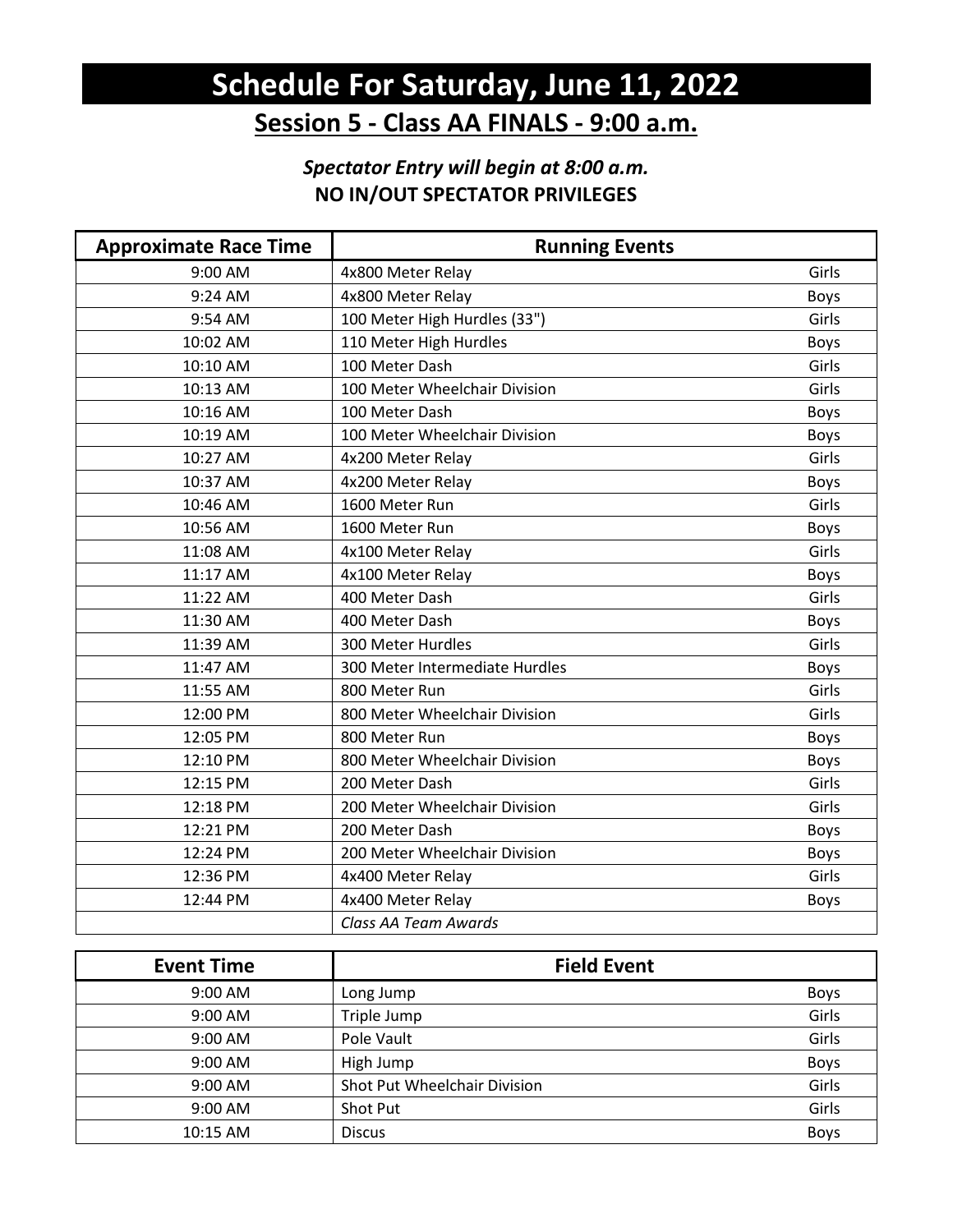# Schedule For Saturday, June 11, 2022

## Session 5 - Class AA FINALS - 9:00 a.m.

***Spectator Entry will begin at 8:00 a.m.***

**NO IN/OUT SPECTATOR PRIVILEGES**

| Approximate Race Time | Running Events | |
|---|---|---|
| 9:00 AM | 4x800 Meter Relay | Girls |
| 9:24 AM | 4x800 Meter Relay | Boys |
| 9:54 AM | 100 Meter High Hurdles (33") | Girls |
| 10:02 AM | 110 Meter High Hurdles | Boys |
| 10:10 AM | 100 Meter Dash | Girls |
| 10:13 AM | 100 Meter Wheelchair Division | Girls |
| 10:16 AM | 100 Meter Dash | Boys |
| 10:19 AM | 100 Meter Wheelchair Division | Boys |
| 10:27 AM | 4x200 Meter Relay | Girls |
| 10:37 AM | 4x200 Meter Relay | Boys |
| 10:46 AM | 1600 Meter Run | Girls |
| 10:56 AM | 1600 Meter Run | Boys |
| 11:08 AM | 4x100 Meter Relay | Girls |
| 11:17 AM | 4x100 Meter Relay | Boys |
| 11:22 AM | 400 Meter Dash | Girls |
| 11:30 AM | 400 Meter Dash | Boys |
| 11:39 AM | 300 Meter Hurdles | Girls |
| 11:47 AM | 300 Meter Intermediate Hurdles | Boys |
| 11:55 AM | 800 Meter Run | Girls |
| 12:00 PM | 800 Meter Wheelchair Division | Girls |
| 12:05 PM | 800 Meter Run | Boys |
| 12:10 PM | 800 Meter Wheelchair Division | Boys |
| 12:15 PM | 200 Meter Dash | Girls |
| 12:18 PM | 200 Meter Wheelchair Division | Girls |
| 12:21 PM | 200 Meter Dash | Boys |
| 12:24 PM | 200 Meter Wheelchair Division | Boys |
| 12:36 PM | 4x400 Meter Relay | Girls |
| 12:44 PM | 4x400 Meter Relay | Boys |
| | *Class AA Team Awards* | |

| Event Time | Field Event | |
|---|---|---|
| 9:00 AM | Long Jump | Boys |
| 9:00 AM | Triple Jump | Girls |
| 9:00 AM | Pole Vault | Girls |
| 9:00 AM | High Jump | Boys |
| 9:00 AM | Shot Put Wheelchair Division | Girls |
| 9:00 AM | Shot Put | Girls |
| 10:15 AM | Discus | Boys |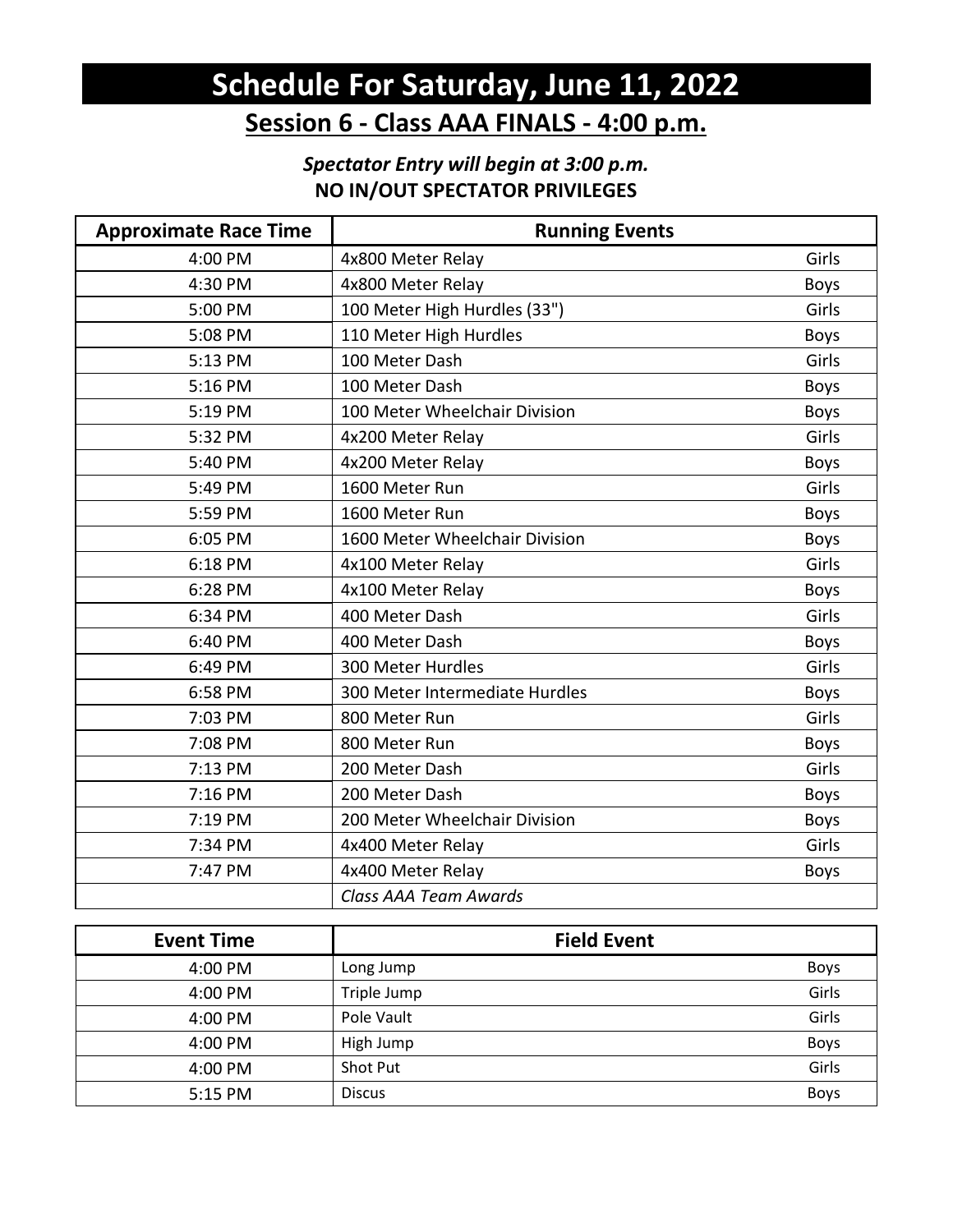# Schedule For Saturday, June 11, 2022

## Session 6 - Class AAA FINALS - 4:00 p.m.

***Spectator Entry will begin at 3:00 p.m.***

**NO IN/OUT SPECTATOR PRIVILEGES**

| Approximate Race Time | Running Events | |
|---|---|---|
| 4:00 PM | 4x800 Meter Relay | Girls |
| 4:30 PM | 4x800 Meter Relay | Boys |
| 5:00 PM | 100 Meter High Hurdles (33") | Girls |
| 5:08 PM | 110 Meter High Hurdles | Boys |
| 5:13 PM | 100 Meter Dash | Girls |
| 5:16 PM | 100 Meter Dash | Boys |
| 5:19 PM | 100 Meter Wheelchair Division | Boys |
| 5:32 PM | 4x200 Meter Relay | Girls |
| 5:40 PM | 4x200 Meter Relay | Boys |
| 5:49 PM | 1600 Meter Run | Girls |
| 5:59 PM | 1600 Meter Run | Boys |
| 6:05 PM | 1600 Meter Wheelchair Division | Boys |
| 6:18 PM | 4x100 Meter Relay | Girls |
| 6:28 PM | 4x100 Meter Relay | Boys |
| 6:34 PM | 400 Meter Dash | Girls |
| 6:40 PM | 400 Meter Dash | Boys |
| 6:49 PM | 300 Meter Hurdles | Girls |
| 6:58 PM | 300 Meter Intermediate Hurdles | Boys |
| 7:03 PM | 800 Meter Run | Girls |
| 7:08 PM | 800 Meter Run | Boys |
| 7:13 PM | 200 Meter Dash | Girls |
| 7:16 PM | 200 Meter Dash | Boys |
| 7:19 PM | 200 Meter Wheelchair Division | Boys |
| 7:34 PM | 4x400 Meter Relay | Girls |
| 7:47 PM | 4x400 Meter Relay | Boys |
| | *Class AAA Team Awards* | |

| Event Time | Field Event | |
|---|---|---|
| 4:00 PM | Long Jump | Boys |
| 4:00 PM | Triple Jump | Girls |
| 4:00 PM | Pole Vault | Girls |
| 4:00 PM | High Jump | Boys |
| 4:00 PM | Shot Put | Girls |
| 5:15 PM | Discus | Boys |